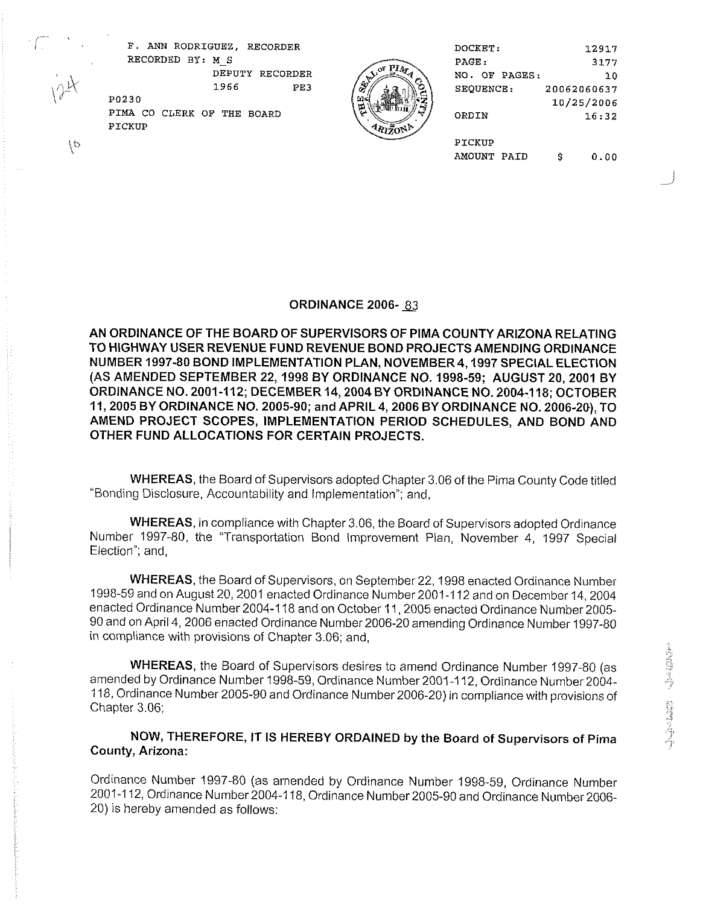F. ANN RODRIGUEZ, RECORDER
RECORDED BY: M_S
DEPUTY RECORDER
1966 PE3
P0230
PIMA CO CLERK OF THE BOARD
PICKUP

DOCKET: 12917
PAGE: 3177
NO. OF PAGES: 10
SEQUENCE: 20062060637
10/25/2006
ORDIN 16:32

PICKUP
AMOUNT PAID $ 0.00

## ORDINANCE 2006- 83

**AN ORDINANCE OF THE BOARD OF SUPERVISORS OF PIMA COUNTY ARIZONA RELATING TO HIGHWAY USER REVENUE FUND REVENUE BOND PROJECTS AMENDING ORDINANCE NUMBER 1997-80 BOND IMPLEMENTATION PLAN, NOVEMBER 4, 1997 SPECIAL ELECTION (AS AMENDED SEPTEMBER 22, 1998 BY ORDINANCE NO. 1998-59; AUGUST 20, 2001 BY ORDINANCE NO. 2001-112; DECEMBER 14, 2004 BY ORDINANCE NO. 2004-118; OCTOBER 11, 2005 BY ORDINANCE NO. 2005-90; and APRIL 4, 2006 BY ORDINANCE NO. 2006-20), TO AMEND PROJECT SCOPES, IMPLEMENTATION PERIOD SCHEDULES, AND BOND AND OTHER FUND ALLOCATIONS FOR CERTAIN PROJECTS.**

**WHEREAS**, the Board of Supervisors adopted Chapter 3.06 of the Pima County Code titled "Bonding Disclosure, Accountability and Implementation"; and,

**WHEREAS**, in compliance with Chapter 3.06, the Board of Supervisors adopted Ordinance Number 1997-80, the "Transportation Bond Improvement Plan, November 4, 1997 Special Election"; and,

**WHEREAS**, the Board of Supervisors, on September 22, 1998 enacted Ordinance Number 1998-59 and on August 20, 2001 enacted Ordinance Number 2001-112 and on December 14, 2004 enacted Ordinance Number 2004-118 and on October 11, 2005 enacted Ordinance Number 2005-90 and on April 4, 2006 enacted Ordinance Number 2006-20 amending Ordinance Number 1997-80 in compliance with provisions of Chapter 3.06; and,

**WHEREAS**, the Board of Supervisors desires to amend Ordinance Number 1997-80 (as amended by Ordinance Number 1998-59, Ordinance Number 2001-112, Ordinance Number 2004-118, Ordinance Number 2005-90 and Ordinance Number 2006-20) in compliance with provisions of Chapter 3.06;

**NOW, THEREFORE, IT IS HEREBY ORDAINED by the Board of Supervisors of Pima County, Arizona:**

Ordinance Number 1997-80 (as amended by Ordinance Number 1998-59, Ordinance Number 2001-112, Ordinance Number 2004-118, Ordinance Number 2005-90 and Ordinance Number 2006-20) is hereby amended as follows: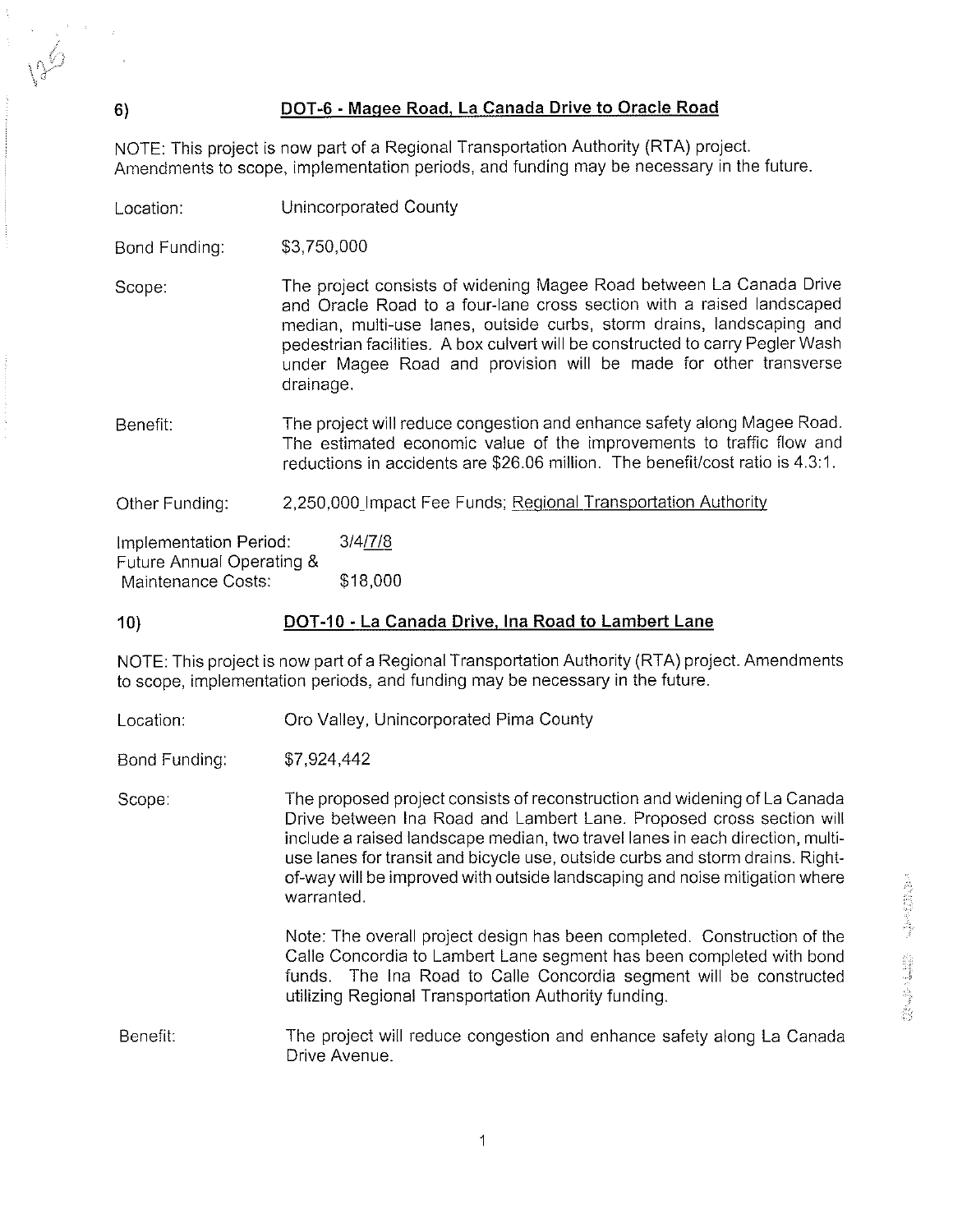## 6) DOT-6 - Magee Road, La Canada Drive to Oracle Road

NOTE: This project is now part of a Regional Transportation Authority (RTA) project. Amendments to scope, implementation periods, and funding may be necessary in the future.

Location: Unincorporated County

Bond Funding: $3,750,000

Scope: The project consists of widening Magee Road between La Canada Drive and Oracle Road to a four-lane cross section with a raised landscaped median, multi-use lanes, outside curbs, storm drains, landscaping and pedestrian facilities. A box culvert will be constructed to carry Pegler Wash under Magee Road and provision will be made for other transverse drainage.

Benefit: The project will reduce congestion and enhance safety along Magee Road. The estimated economic value of the improvements to traffic flow and reductions in accidents are $26.06 million. The benefit/cost ratio is 4.3:1.

Other Funding: 2,250,000 Impact Fee Funds; Regional Transportation Authority

Implementation Period: 3/4/7/8

Future Annual Operating & Maintenance Costs: $18,000

## 10) DOT-10 - La Canada Drive, Ina Road to Lambert Lane

NOTE: This project is now part of a Regional Transportation Authority (RTA) project. Amendments to scope, implementation periods, and funding may be necessary in the future.

Location: Oro Valley, Unincorporated Pima County

Bond Funding: $7,924,442

Scope: The proposed project consists of reconstruction and widening of La Canada Drive between Ina Road and Lambert Lane. Proposed cross section will include a raised landscape median, two travel lanes in each direction, multi-use lanes for transit and bicycle use, outside curbs and storm drains. Right-of-way will be improved with outside landscaping and noise mitigation where warranted.

Note: The overall project design has been completed. Construction of the Calle Concordia to Lambert Lane segment has been completed with bond funds. The Ina Road to Calle Concordia segment will be constructed utilizing Regional Transportation Authority funding.

Benefit: The project will reduce congestion and enhance safety along La Canada Drive Avenue.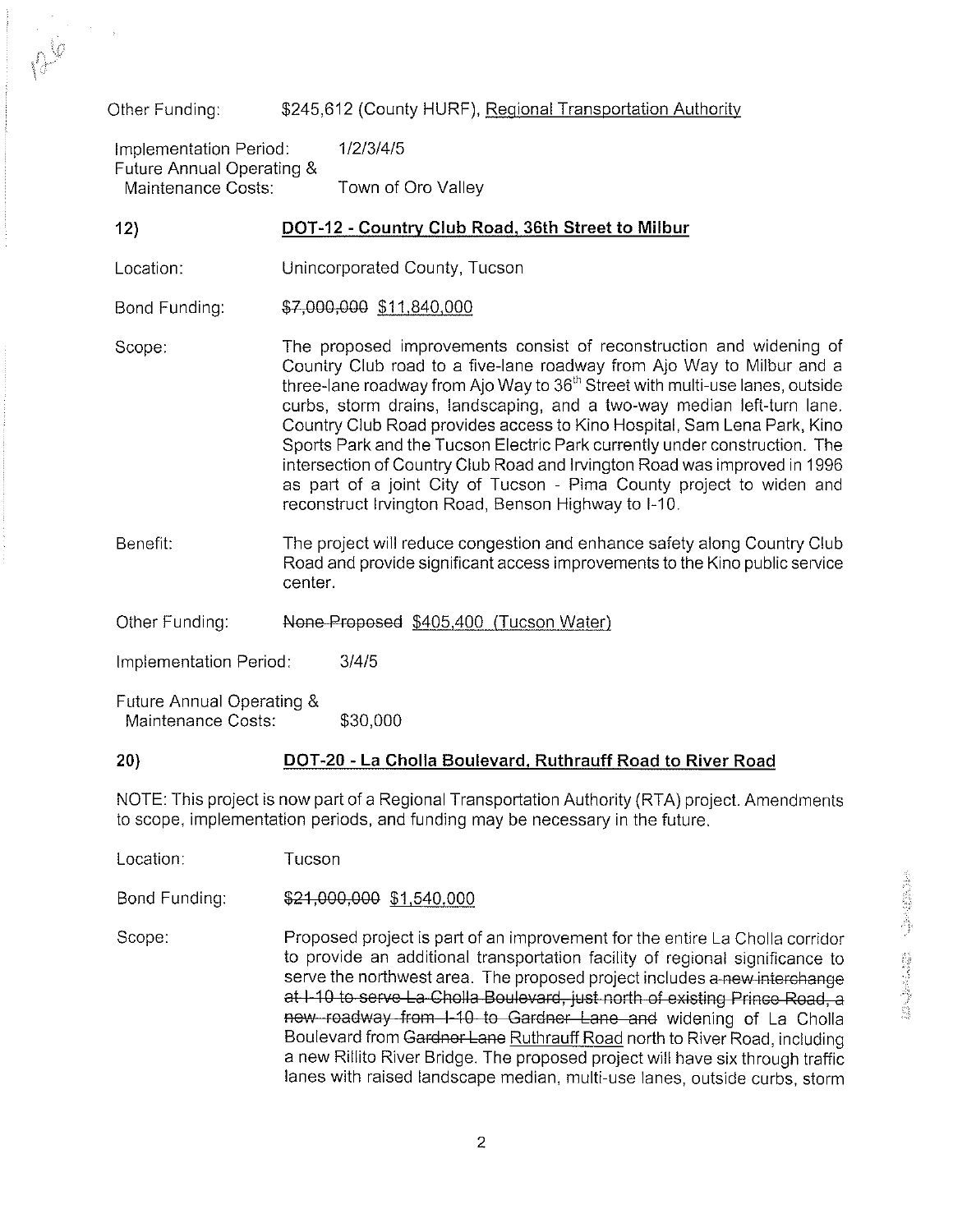Other Funding: $245,612 (County HURF), Regional Transportation Authority

Implementation Period: 1/2/3/4/5

Future Annual Operating & Maintenance Costs: Town of Oro Valley

## 12) DOT-12 - Country Club Road, 36th Street to Milbur

Location: Unincorporated County, Tucson

Bond Funding: ~~$7,000,000~~ $11,840,000

Scope: The proposed improvements consist of reconstruction and widening of Country Club road to a five-lane roadway from Ajo Way to Milbur and a three-lane roadway from Ajo Way to 36th Street with multi-use lanes, outside curbs, storm drains, landscaping, and a two-way median left-turn lane. Country Club Road provides access to Kino Hospital, Sam Lena Park, Kino Sports Park and the Tucson Electric Park currently under construction. The intersection of Country Club Road and Irvington Road was improved in 1996 as part of a joint City of Tucson - Pima County project to widen and reconstruct Irvington Road, Benson Highway to I-10.

Benefit: The project will reduce congestion and enhance safety along Country Club Road and provide significant access improvements to the Kino public service center.

Other Funding: ~~None Proposed~~ $405,400 (Tucson Water)

Implementation Period: 3/4/5

Future Annual Operating & Maintenance Costs: $30,000

## 20) DOT-20 - La Cholla Boulevard, Ruthrauff Road to River Road

NOTE: This project is now part of a Regional Transportation Authority (RTA) project. Amendments to scope, implementation periods, and funding may be necessary in the future.

Location: Tucson

Bond Funding: ~~$21,000,000~~ $1,540,000

Scope: Proposed project is part of an improvement for the entire La Cholla corridor to provide an additional transportation facility of regional significance to serve the northwest area. The proposed project includes ~~a new interchange at I-10 to serve La Cholla Boulevard, just north of existing Prince Road, a new roadway from I-10 to Gardner Lane and~~ widening of La Cholla Boulevard from ~~Gardner Lane~~ Ruthrauff Road north to River Road, including a new Rillito River Bridge. The proposed project will have six through traffic lanes with raised landscape median, multi-use lanes, outside curbs, storm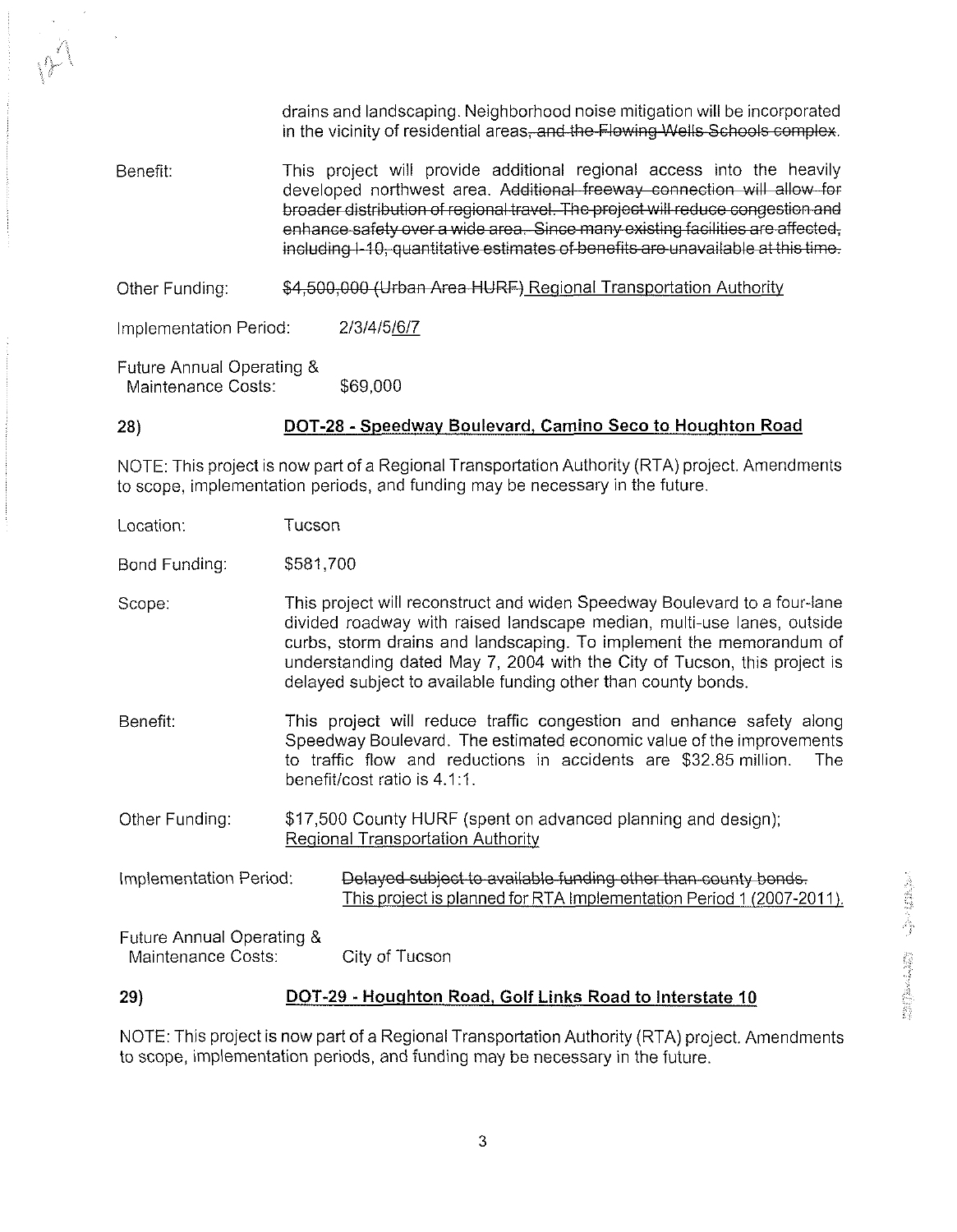drains and landscaping. Neighborhood noise mitigation will be incorporated in the vicinity of residential areas~~, and the Flowing Wells Schools complex~~.

Benefit: This project will provide additional regional access into the heavily developed northwest area. ~~Additional freeway connection will allow for broader distribution of regional travel. The project will reduce congestion and enhance safety over a wide area. Since many existing facilities are affected, including I-10, quantitative estimates of benefits are unavailable at this time.~~

Other Funding: ~~$4,500,000 (Urban Area HURF)~~ Regional Transportation Authority

Implementation Period: 2/3/4/5/6/7

Future Annual Operating & Maintenance Costs: $69,000

## 28) DOT-28 - Speedway Boulevard, Camino Seco to Houghton Road

NOTE: This project is now part of a Regional Transportation Authority (RTA) project. Amendments to scope, implementation periods, and funding may be necessary in the future.

Location: Tucson

Bond Funding: $581,700

Scope: This project will reconstruct and widen Speedway Boulevard to a four-lane divided roadway with raised landscape median, multi-use lanes, outside curbs, storm drains and landscaping. To implement the memorandum of understanding dated May 7, 2004 with the City of Tucson, this project is delayed subject to available funding other than county bonds.

Benefit: This project will reduce traffic congestion and enhance safety along Speedway Boulevard. The estimated economic value of the improvements to traffic flow and reductions in accidents are $32.85 million. The benefit/cost ratio is 4.1:1.

Other Funding: $17,500 County HURF (spent on advanced planning and design); Regional Transportation Authority

Implementation Period: ~~Delayed subject to available funding other than county bonds.~~ This project is planned for RTA Implementation Period 1 (2007-2011).

Future Annual Operating & Maintenance Costs: City of Tucson

## 29) DOT-29 - Houghton Road, Golf Links Road to Interstate 10

NOTE: This project is now part of a Regional Transportation Authority (RTA) project. Amendments to scope, implementation periods, and funding may be necessary in the future.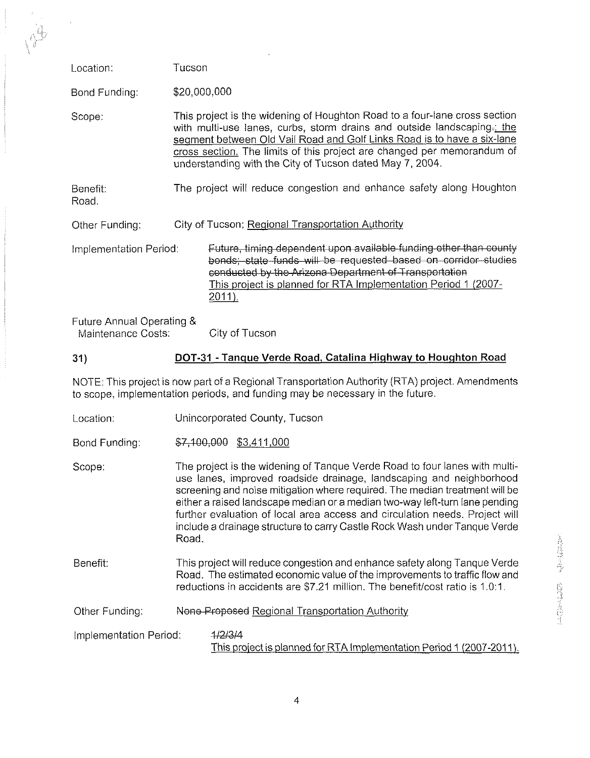Location: Tucson

Bond Funding: $20,000,000

Scope: This project is the widening of Houghton Road to a four-lane cross section with multi-use lanes, curbs, storm drains and outside landscaping~~.~~; the segment between Old Vail Road and Golf Links Road is to have a six-lane cross section. The limits of this project are changed per memorandum of understanding with the City of Tucson dated May 7, 2004.

Benefit: The project will reduce congestion and enhance safety along Houghton Road.

Other Funding: City of Tucson; Regional Transportation Authority

Implementation Period: ~~Future, timing dependent upon available funding other than county bonds; state funds will be requested based on corridor studies conducted by the Arizona Department of Transportation~~ This project is planned for RTA Implementation Period 1 (2007-2011).

Future Annual Operating & Maintenance Costs: City of Tucson

## 31) DOT-31 - Tanque Verde Road, Catalina Highway to Houghton Road

NOTE: This project is now part of a Regional Transportation Authority (RTA) project. Amendments to scope, implementation periods, and funding may be necessary in the future.

Location: Unincorporated County, Tucson

Bond Funding: ~~$7,100,000~~ $3,411,000

Scope: The project is the widening of Tanque Verde Road to four lanes with multi-use lanes, improved roadside drainage, landscaping and neighborhood screening and noise mitigation where required. The median treatment will be either a raised landscape median or a median two-way left-turn lane pending further evaluation of local area access and circulation needs. Project will include a drainage structure to carry Castle Rock Wash under Tanque Verde Road.

Benefit: This project will reduce congestion and enhance safety along Tanque Verde Road. The estimated economic value of the improvements to traffic flow and reductions in accidents are $7.21 million. The benefit/cost ratio is 1.0:1.

Other Funding: ~~None Proposed~~ Regional Transportation Authority

Implementation Period: ~~1/2/3/4~~ This project is planned for RTA Implementation Period 1 (2007-2011).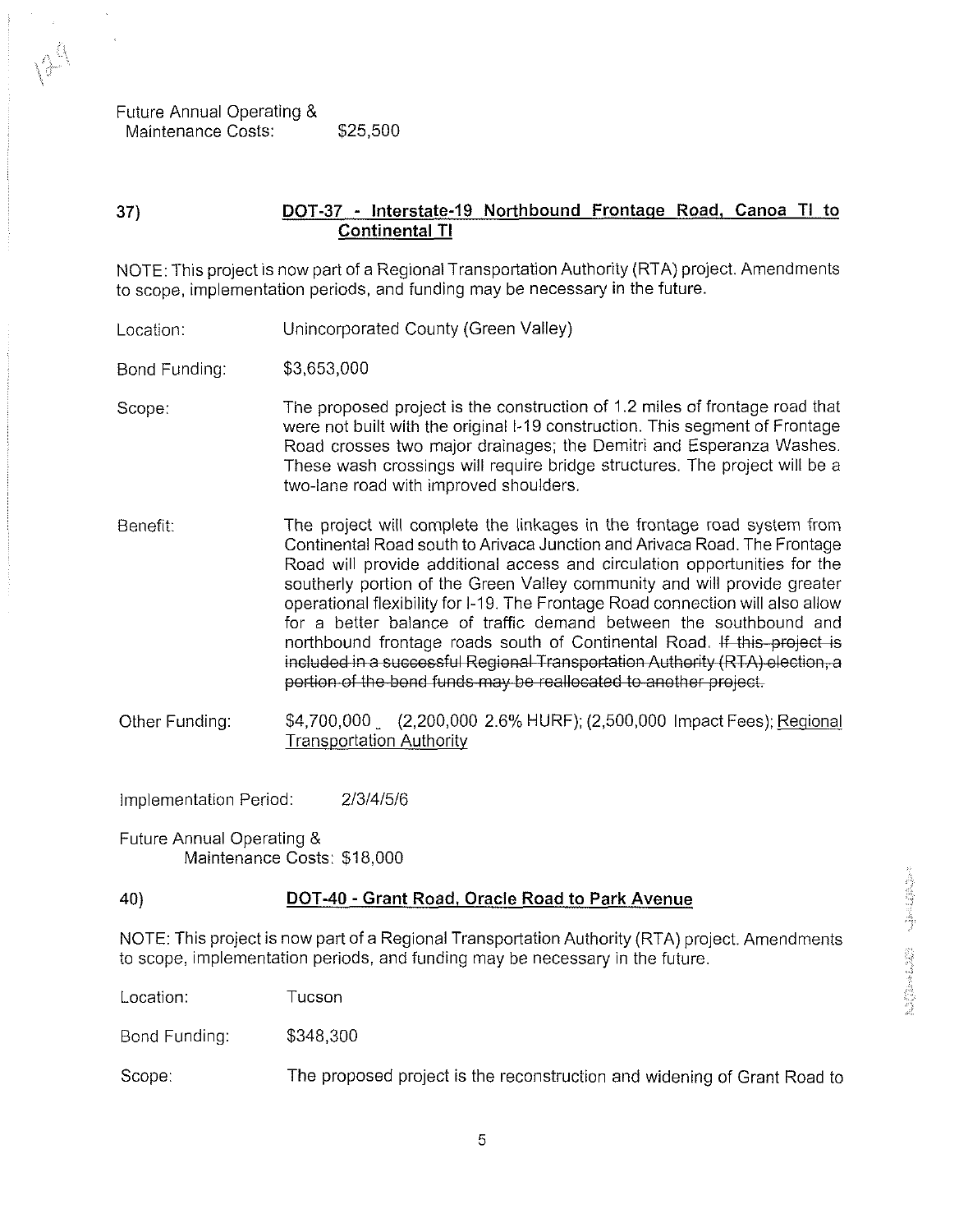Future Annual Operating & Maintenance Costs: $25,500

37) **DOT-37 - Interstate-19 Northbound Frontage Road, Canoa TI to Continental TI**

NOTE: This project is now part of a Regional Transportation Authority (RTA) project. Amendments to scope, implementation periods, and funding may be necessary in the future.

Location: Unincorporated County (Green Valley)

Bond Funding: $3,653,000

Scope: The proposed project is the construction of 1.2 miles of frontage road that were not built with the original I-19 construction. This segment of Frontage Road crosses two major drainages; the Demitri and Esperanza Washes. These wash crossings will require bridge structures. The project will be a two-lane road with improved shoulders.

Benefit: The project will complete the linkages in the frontage road system from Continental Road south to Arivaca Junction and Arivaca Road. The Frontage Road will provide additional access and circulation opportunities for the southerly portion of the Green Valley community and will provide greater operational flexibility for I-19. The Frontage Road connection will also allow for a better balance of traffic demand between the southbound and northbound frontage roads south of Continental Road. ~~If this project is included in a successful Regional Transportation Authority (RTA) election, a portion of the bond funds may be reallocated to another project.~~

Other Funding: $4,700,000 (2,200,000 2.6% HURF); (2,500,000 Impact Fees); Regional Transportation Authority

Implementation Period: 2/3/4/5/6

Future Annual Operating & Maintenance Costs: $18,000

40) **DOT-40 - Grant Road, Oracle Road to Park Avenue**

NOTE: This project is now part of a Regional Transportation Authority (RTA) project. Amendments to scope, implementation periods, and funding may be necessary in the future.

Location: Tucson

Bond Funding: $348,300

Scope: The proposed project is the reconstruction and widening of Grant Road to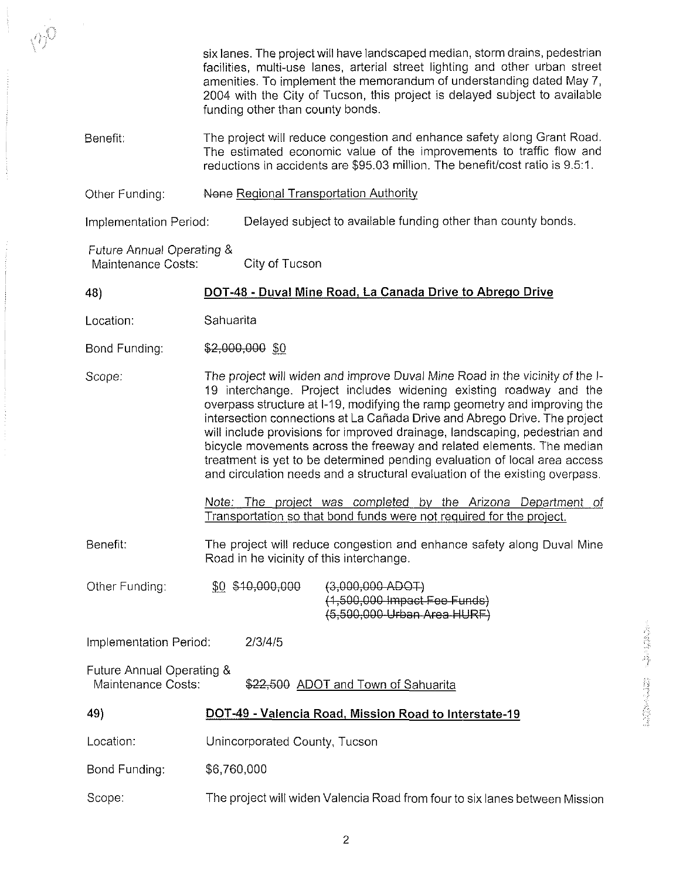six lanes. The project will have landscaped median, storm drains, pedestrian facilities, multi-use lanes, arterial street lighting and other urban street amenities. To implement the memorandum of understanding dated May 7, 2004 with the City of Tucson, this project is delayed subject to available funding other than county bonds.

Benefit: The project will reduce congestion and enhance safety along Grant Road. The estimated economic value of the improvements to traffic flow and reductions in accidents are $95.03 million. The benefit/cost ratio is 9.5:1.

Other Funding: ~~None~~ Regional Transportation Authority

Implementation Period: Delayed subject to available funding other than county bonds.

*Future Annual Operating & Maintenance Costs:* City of Tucson

**48) DOT-48 - Duval Mine Road, La Canada Drive to Abrego Drive**

Location: Sahuarita

Bond Funding: ~~$2,000,000~~ $0

*Scope:* *The project will widen and improve Duval Mine Road in the vicinity of the I-19 interchange. Project includes widening existing roadway and the overpass structure at I-19, modifying the ramp geometry and improving the intersection connections at La Cañada Drive and Abrego Drive. The project will include provisions for improved drainage, landscaping, pedestrian and bicycle movements across the freeway and related elements. The median treatment is yet to be determined pending evaluation of local area access and circulation needs and a structural evaluation of the existing overpass.*

*Note: The project was completed by the Arizona Department of Transportation so that bond funds were not required for the project.*

Benefit: The project will reduce congestion and enhance safety along Duval Mine Road in he vicinity of this interchange.

Other Funding: $0 ~~$10,000,000~~ ~~(3,000,000 ADOT)~~ ~~(1,500,000 Impact Fee Funds)~~ ~~(5,500,000 Urban Area HURF)~~

Implementation Period: 2/3/4/5

Future Annual Operating & Maintenance Costs: ~~$22,500~~ ADOT and Town of Sahuarita

**49) DOT-49 - Valencia Road, Mission Road to Interstate-19**

Location: Unincorporated County, Tucson

Bond Funding: $6,760,000

Scope: The project will widen Valencia Road from four to six lanes between Mission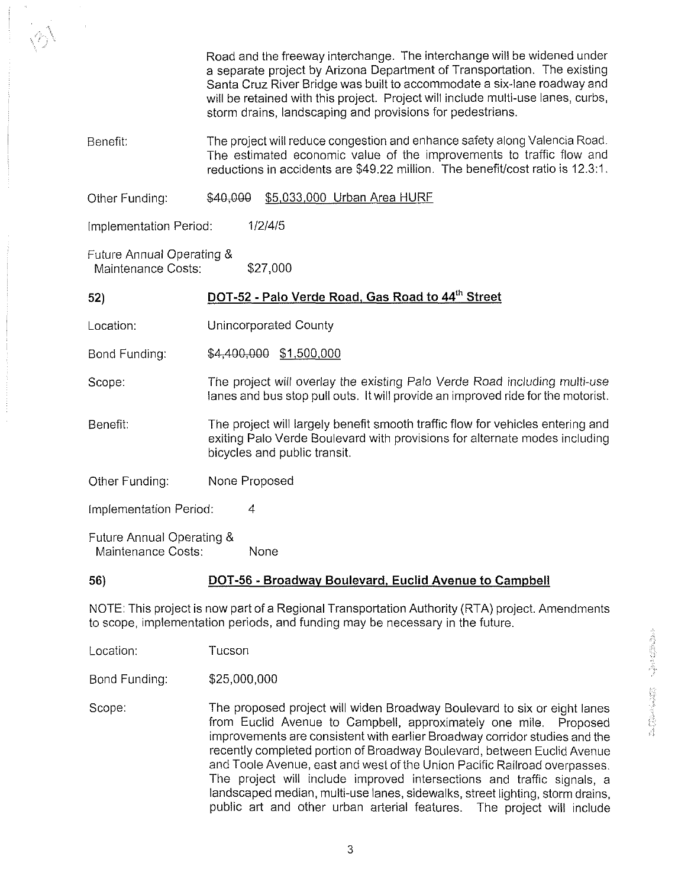Road and the freeway interchange. The interchange will be widened under a separate project by Arizona Department of Transportation. The existing Santa Cruz River Bridge was built to accommodate a six-lane roadway and will be retained with this project. Project will include multi-use lanes, curbs, storm drains, landscaping and provisions for pedestrians.

Benefit: The project will reduce congestion and enhance safety along Valencia Road. The estimated economic value of the improvements to traffic flow and reductions in accidents are $49.22 million. The benefit/cost ratio is 12.3:1.

Other Funding: ~~$40,000~~ <u>$5,033,000 Urban Area HURF</u>

Implementation Period: 1/2/4/5

Future Annual Operating & Maintenance Costs: $27,000

## 52) <u>DOT-52 - Palo Verde Road, Gas Road to 44th Street</u>

Location: Unincorporated County

Bond Funding: ~~$4,400,000~~ <u>$1,500,000</u>

Scope: The project will overlay the existing Palo Verde Road including multi-use lanes and bus stop pull outs. It will provide an improved ride for the motorist.

Benefit: The project will largely benefit smooth traffic flow for vehicles entering and exiting Palo Verde Boulevard with provisions for alternate modes including bicycles and public transit.

Other Funding: None Proposed

Implementation Period: 4

Future Annual Operating & Maintenance Costs: None

## 56) <u>DOT-56 - Broadway Boulevard, Euclid Avenue to Campbell</u>

NOTE: This project is now part of a Regional Transportation Authority (RTA) project. Amendments to scope, implementation periods, and funding may be necessary in the future.

Location: Tucson

Bond Funding: $25,000,000

Scope: The proposed project will widen Broadway Boulevard to six or eight lanes from Euclid Avenue to Campbell, approximately one mile. Proposed improvements are consistent with earlier Broadway corridor studies and the recently completed portion of Broadway Boulevard, between Euclid Avenue and Toole Avenue, east and west of the Union Pacific Railroad overpasses. The project will include improved intersections and traffic signals, a landscaped median, multi-use lanes, sidewalks, street lighting, storm drains, public art and other urban arterial features. The project will include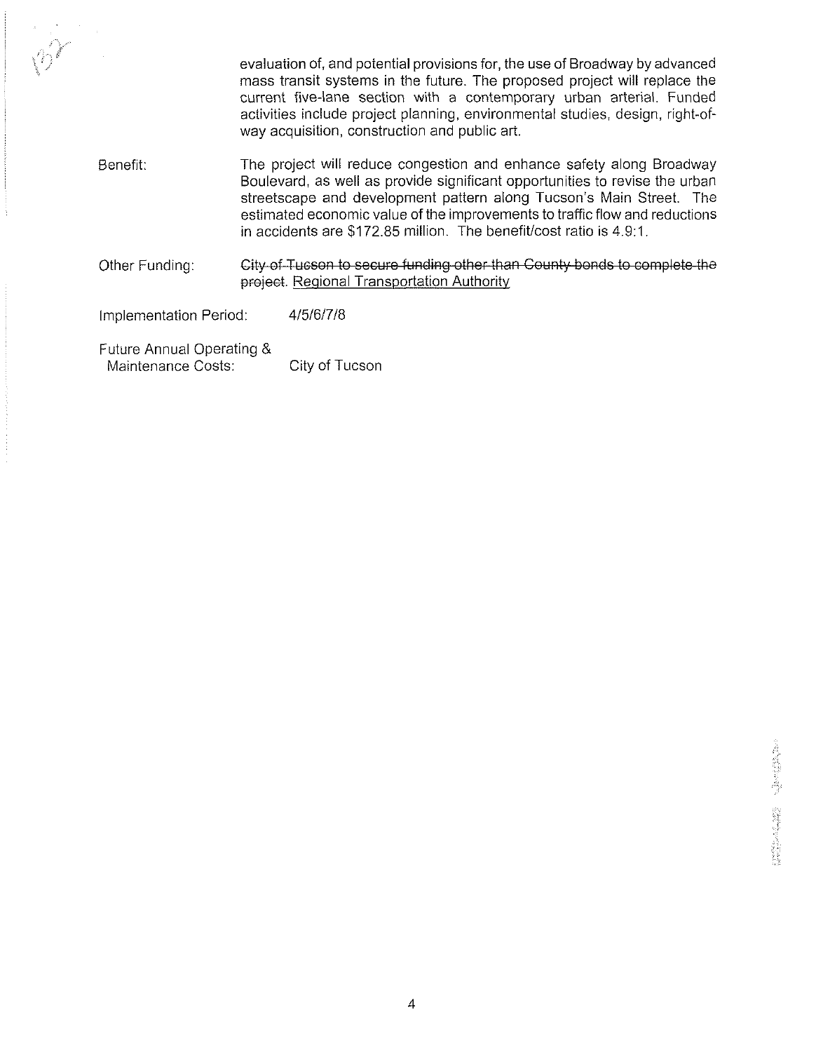evaluation of, and potential provisions for, the use of Broadway by advanced mass transit systems in the future. The proposed project will replace the current five-lane section with a contemporary urban arterial. Funded activities include project planning, environmental studies, design, right-of-way acquisition, construction and public art.

Benefit: The project will reduce congestion and enhance safety along Broadway Boulevard, as well as provide significant opportunities to revise the urban streetscape and development pattern along Tucson's Main Street. The estimated economic value of the improvements to traffic flow and reductions in accidents are $172.85 million. The benefit/cost ratio is 4.9:1.

Other Funding: ~~City of Tucson to secure funding other than County bonds to complete the project.~~ <u>Regional Transportation Authority</u>

Implementation Period: 4/5/6/7/8

Future Annual Operating & Maintenance Costs: City of Tucson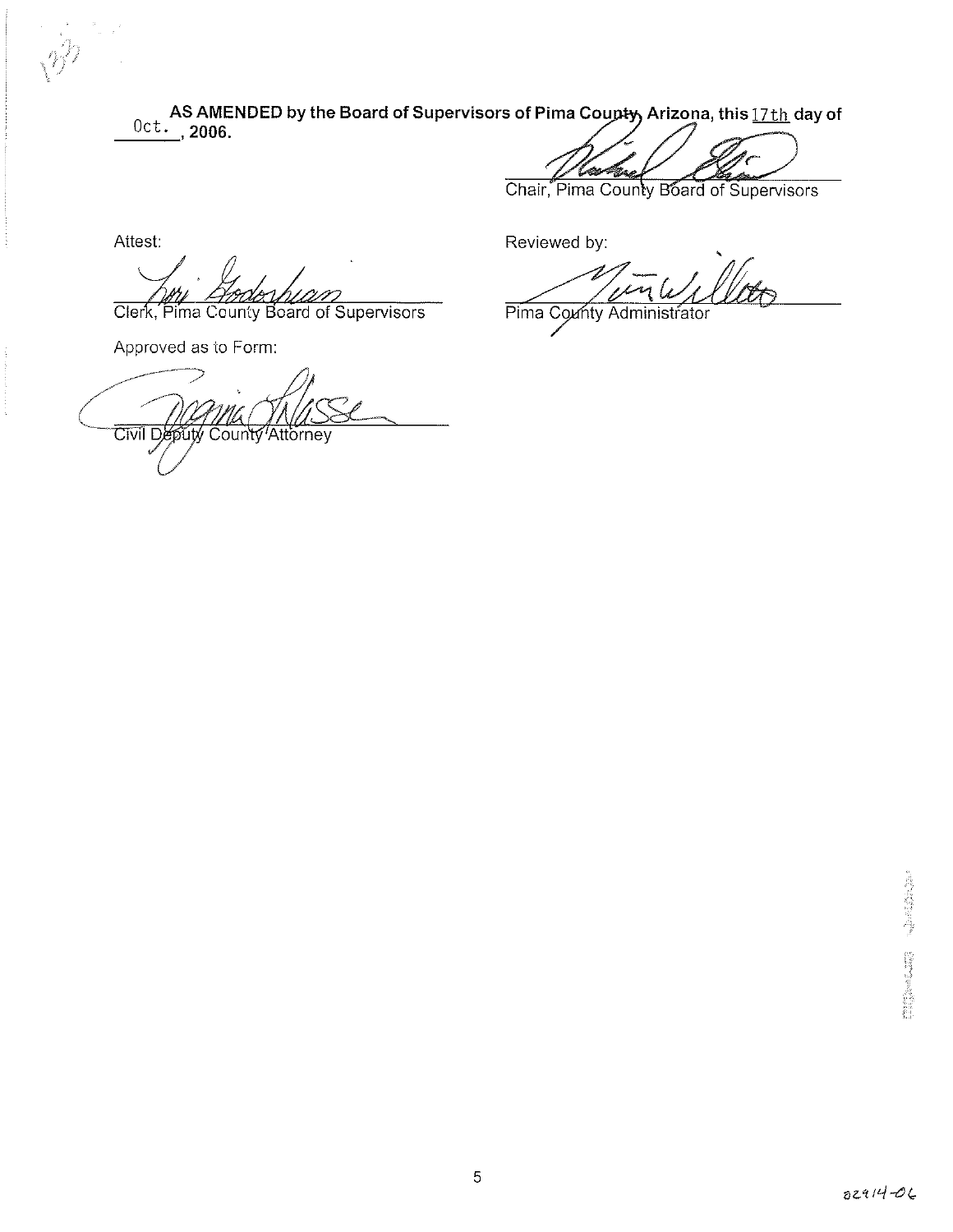**AS AMENDED by the Board of Supervisors of Pima County, Arizona, this** 17th **day of** Oct.**, 2006.**

Chair, Pima County Board of Supervisors

Attest:

Clerk, Pima County Board of Supervisors

Reviewed by:

Pima County Administrator

Approved as to Form:

Civil Deputy County Attorney

02914-06